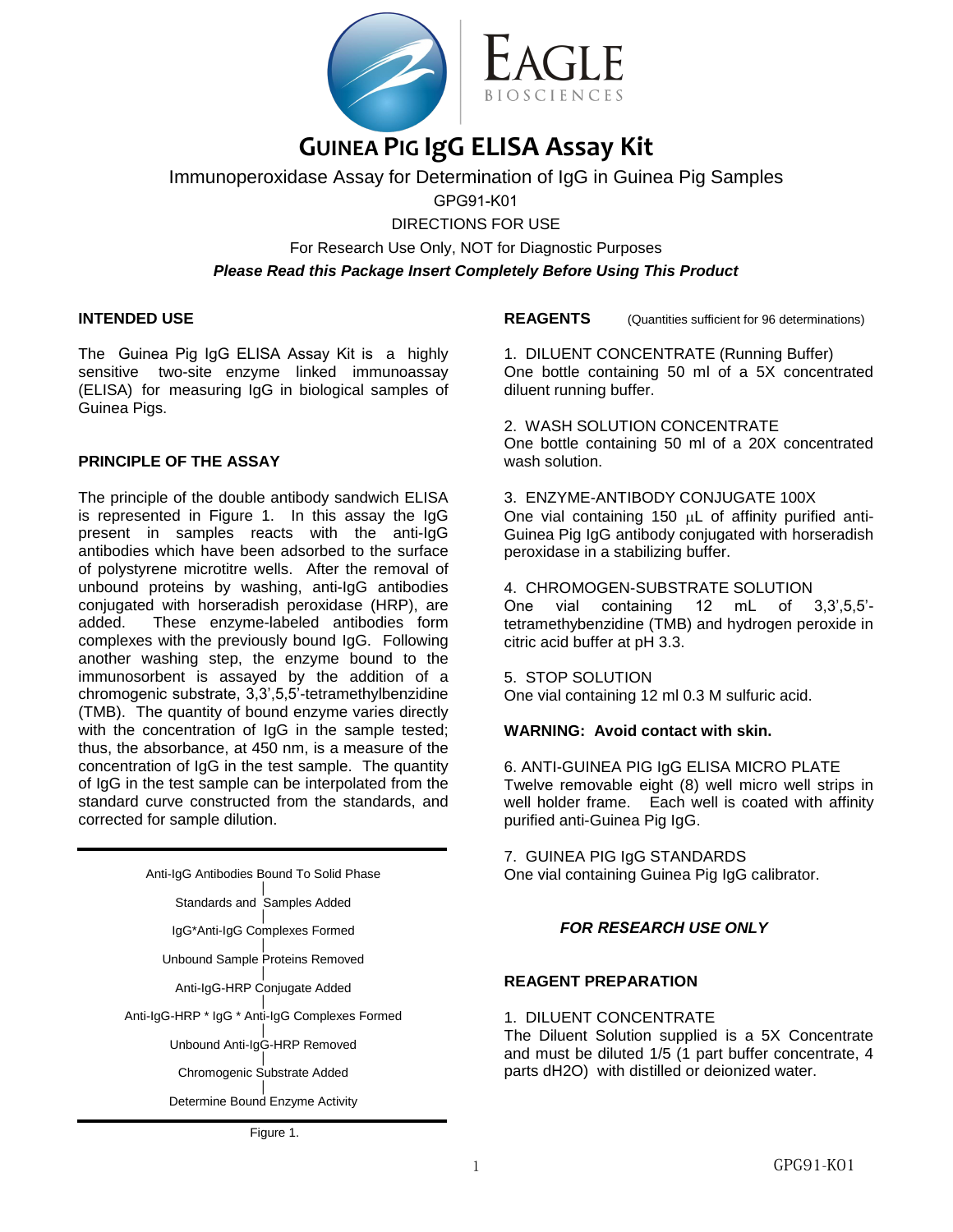# GUINEA PIG IgG ELISA Assay Kit

Immunoperoxidase Assay for Determination of IgG in Guinea Pig Samples

GPG91-K01

DIRECTIONS FOR USE

For Research Use Only, NOT for Diagnostic Purposes

***Please Read this Package Insert Completely Before Using This Product***

## INTENDED USE

The Guinea Pig IgG ELISA Assay Kit is a highly sensitive two-site enzyme linked immunoassay (ELISA) for measuring IgG in biological samples of Guinea Pigs.

## PRINCIPLE OF THE ASSAY

The principle of the double antibody sandwich ELISA is represented in Figure 1. In this assay the IgG present in samples reacts with the anti-IgG antibodies which have been adsorbed to the surface of polystyrene microtitre wells. After the removal of unbound proteins by washing, anti-IgG antibodies conjugated with horseradish peroxidase (HRP), are added. These enzyme-labeled antibodies form complexes with the previously bound IgG. Following another washing step, the enzyme bound to the immunosorbent is assayed by the addition of a chromogenic substrate, 3,3',5,5'-tetramethylbenzidine (TMB). The quantity of bound enzyme varies directly with the concentration of IgG in the sample tested; thus, the absorbance, at 450 nm, is a measure of the concentration of IgG in the test sample. The quantity of IgG in the test sample can be interpolated from the standard curve constructed from the standards, and corrected for sample dilution.

Anti-IgG Antibodies Bound To Solid Phase
|
Standards and Samples Added
|
IgG*Anti-IgG Complexes Formed
|
Unbound Sample Proteins Removed
|
Anti-IgG-HRP Conjugate Added
|
Anti-IgG-HRP * IgG * Anti-IgG Complexes Formed
|
Unbound Anti-IgG-HRP Removed
|
Chromogenic Substrate Added
|
Determine Bound Enzyme Activity

Figure 1.

## REAGENTS (Quantities sufficient for 96 determinations)

1. DILUENT CONCENTRATE (Running Buffer)
One bottle containing 50 ml of a 5X concentrated diluent running buffer.

2. WASH SOLUTION CONCENTRATE
One bottle containing 50 ml of a 20X concentrated wash solution.

3. ENZYME-ANTIBODY CONJUGATE 100X
One vial containing 150 µL of affinity purified anti-Guinea Pig IgG antibody conjugated with horseradish peroxidase in a stabilizing buffer.

4. CHROMOGEN-SUBSTRATE SOLUTION
One vial containing 12 mL of 3,3',5,5'-tetramethybenzidine (TMB) and hydrogen peroxide in citric acid buffer at pH 3.3.

5. STOP SOLUTION
One vial containing 12 ml 0.3 M sulfuric acid.

**WARNING: Avoid contact with skin.**

6. ANTI-GUINEA PIG IgG ELISA MICRO PLATE
Twelve removable eight (8) well micro well strips in well holder frame. Each well is coated with affinity purified anti-Guinea Pig IgG.

7. GUINEA PIG IgG STANDARDS
One vial containing Guinea Pig IgG calibrator.

***FOR RESEARCH USE ONLY***

## REAGENT PREPARATION

1. DILUENT CONCENTRATE
The Diluent Solution supplied is a 5X Concentrate and must be diluted 1/5 (1 part buffer concentrate, 4 parts dH2O) with distilled or deionized water.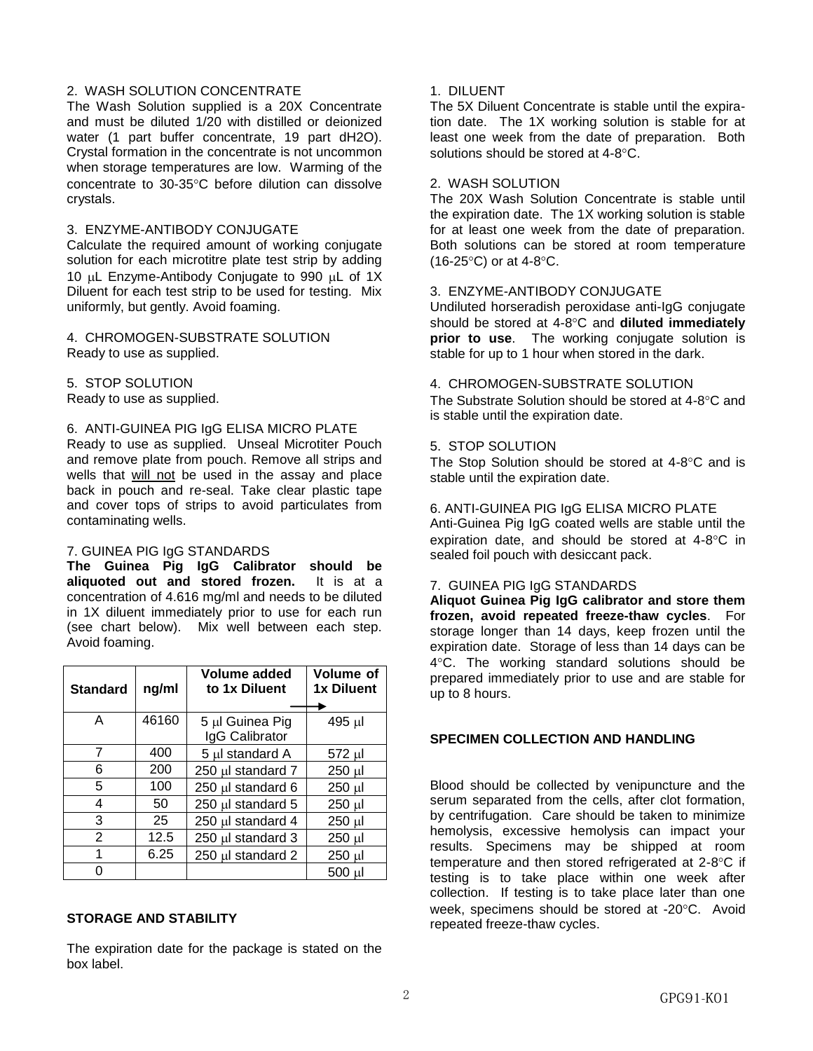2. WASH SOLUTION CONCENTRATE
The Wash Solution supplied is a 20X Concentrate and must be diluted 1/20 with distilled or deionized water (1 part buffer concentrate, 19 part dH2O). Crystal formation in the concentrate is not uncommon when storage temperatures are low. Warming of the concentrate to 30-35°C before dilution can dissolve crystals.

3. ENZYME-ANTIBODY CONJUGATE
Calculate the required amount of working conjugate solution for each microtitre plate test strip by adding 10 μL Enzyme-Antibody Conjugate to 990 μL of 1X Diluent for each test strip to be used for testing. Mix uniformly, but gently. Avoid foaming.

4. CHROMOGEN-SUBSTRATE SOLUTION
Ready to use as supplied.

5. STOP SOLUTION
Ready to use as supplied.

6. ANTI-GUINEA PIG IgG ELISA MICRO PLATE
Ready to use as supplied. Unseal Microtiter Pouch and remove plate from pouch. Remove all strips and wells that will not be used in the assay and place back in pouch and re-seal. Take clear plastic tape and cover tops of strips to avoid particulates from contaminating wells.

7. GUINEA PIG IgG STANDARDS
**The Guinea Pig IgG Calibrator should be aliquoted out and stored frozen.** It is at a concentration of 4.616 mg/ml and needs to be diluted in 1X diluent immediately prior to use for each run (see chart below). Mix well between each step. Avoid foaming.

| Standard | ng/ml | Volume added to 1x Diluent → | Volume of 1x Diluent |
|---|---|---|---|
| A | 46160 | 5 μl Guinea Pig IgG Calibrator | 495 μl |
| 7 | 400 | 5 μl standard A | 572 μl |
| 6 | 200 | 250 μl standard 7 | 250 μl |
| 5 | 100 | 250 μl standard 6 | 250 μl |
| 4 | 50 | 250 μl standard 5 | 250 μl |
| 3 | 25 | 250 μl standard 4 | 250 μl |
| 2 | 12.5 | 250 μl standard 3 | 250 μl |
| 1 | 6.25 | 250 μl standard 2 | 250 μl |
| 0 | | | 500 μl |

## STORAGE AND STABILITY

The expiration date for the package is stated on the box label.

1. DILUENT
The 5X Diluent Concentrate is stable until the expiration date. The 1X working solution is stable for at least one week from the date of preparation. Both solutions should be stored at 4-8°C.

2. WASH SOLUTION
The 20X Wash Solution Concentrate is stable until the expiration date. The 1X working solution is stable for at least one week from the date of preparation. Both solutions can be stored at room temperature (16-25°C) or at 4-8°C.

3. ENZYME-ANTIBODY CONJUGATE
Undiluted horseradish peroxidase anti-IgG conjugate should be stored at 4-8°C and **diluted immediately prior to use**. The working conjugate solution is stable for up to 1 hour when stored in the dark.

4. CHROMOGEN-SUBSTRATE SOLUTION
The Substrate Solution should be stored at 4-8°C and is stable until the expiration date.

5. STOP SOLUTION
The Stop Solution should be stored at 4-8°C and is stable until the expiration date.

6. ANTI-GUINEA PIG IgG ELISA MICRO PLATE
Anti-Guinea Pig IgG coated wells are stable until the expiration date, and should be stored at 4-8°C in sealed foil pouch with desiccant pack.

7. GUINEA PIG IgG STANDARDS
**Aliquot Guinea Pig IgG calibrator and store them frozen, avoid repeated freeze-thaw cycles**. For storage longer than 14 days, keep frozen until the expiration date. Storage of less than 14 days can be 4°C. The working standard solutions should be prepared immediately prior to use and are stable for up to 8 hours.

## SPECIMEN COLLECTION AND HANDLING

Blood should be collected by venipuncture and the serum separated from the cells, after clot formation, by centrifugation. Care should be taken to minimize hemolysis, excessive hemolysis can impact your results. Specimens may be shipped at room temperature and then stored refrigerated at 2-8°C if testing is to take place within one week after collection. If testing is to take place later than one week, specimens should be stored at -20°C. Avoid repeated freeze-thaw cycles.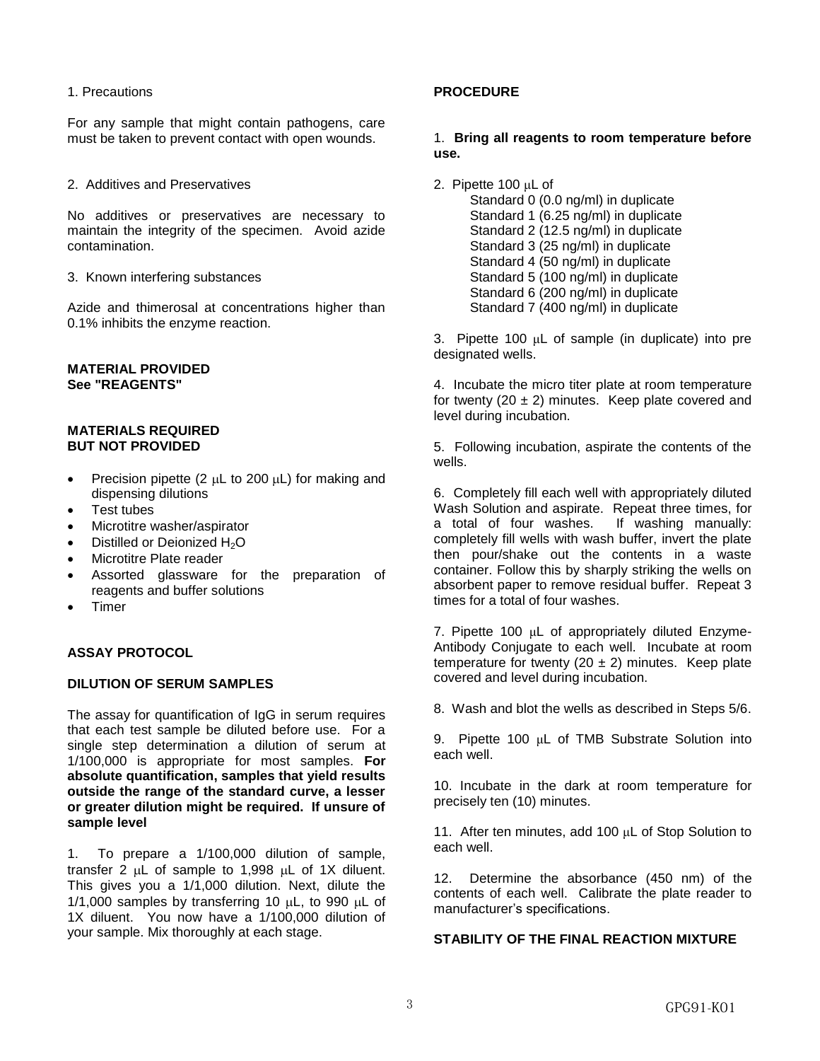1. Precautions

For any sample that might contain pathogens, care must be taken to prevent contact with open wounds.

2. Additives and Preservatives

No additives or preservatives are necessary to maintain the integrity of the specimen. Avoid azide contamination.

3. Known interfering substances

Azide and thimerosal at concentrations higher than 0.1% inhibits the enzyme reaction.

**MATERIAL PROVIDED**
**See "REAGENTS"**

**MATERIALS REQUIRED BUT NOT PROVIDED**

- Precision pipette (2 µL to 200 µL) for making and dispensing dilutions
- Test tubes
- Microtitre washer/aspirator
- Distilled or Deionized $H_2O$
- Microtitre Plate reader
- Assorted glassware for the preparation of reagents and buffer solutions
- Timer

**ASSAY PROTOCOL**

**DILUTION OF SERUM SAMPLES**

The assay for quantification of IgG in serum requires that each test sample be diluted before use. For a single step determination a dilution of serum at 1/100,000 is appropriate for most samples. **For absolute quantification, samples that yield results outside the range of the standard curve, a lesser or greater dilution might be required. If unsure of sample level**

1. To prepare a 1/100,000 dilution of sample, transfer 2 µL of sample to 1,998 µL of 1X diluent. This gives you a 1/1,000 dilution. Next, dilute the 1/1,000 samples by transferring 10 µL, to 990 µL of 1X diluent. You now have a 1/100,000 dilution of your sample. Mix thoroughly at each stage.

**PROCEDURE**

1. **Bring all reagents to room temperature before use.**

2. Pipette 100 µL of
   Standard 0 (0.0 ng/ml) in duplicate
   Standard 1 (6.25 ng/ml) in duplicate
   Standard 2 (12.5 ng/ml) in duplicate
   Standard 3 (25 ng/ml) in duplicate
   Standard 4 (50 ng/ml) in duplicate
   Standard 5 (100 ng/ml) in duplicate
   Standard 6 (200 ng/ml) in duplicate
   Standard 7 (400 ng/ml) in duplicate

3. Pipette 100 µL of sample (in duplicate) into pre designated wells.

4. Incubate the micro titer plate at room temperature for twenty (20 ± 2) minutes. Keep plate covered and level during incubation.

5. Following incubation, aspirate the contents of the wells.

6. Completely fill each well with appropriately diluted Wash Solution and aspirate. Repeat three times, for a total of four washes. If washing manually: completely fill wells with wash buffer, invert the plate then pour/shake out the contents in a waste container. Follow this by sharply striking the wells on absorbent paper to remove residual buffer. Repeat 3 times for a total of four washes.

7. Pipette 100 µL of appropriately diluted Enzyme-Antibody Conjugate to each well. Incubate at room temperature for twenty (20 ± 2) minutes. Keep plate covered and level during incubation.

8. Wash and blot the wells as described in Steps 5/6.

9. Pipette 100 µL of TMB Substrate Solution into each well.

10. Incubate in the dark at room temperature for precisely ten (10) minutes.

11. After ten minutes, add 100 µL of Stop Solution to each well.

12. Determine the absorbance (450 nm) of the contents of each well. Calibrate the plate reader to manufacturer's specifications.

**STABILITY OF THE FINAL REACTION MIXTURE**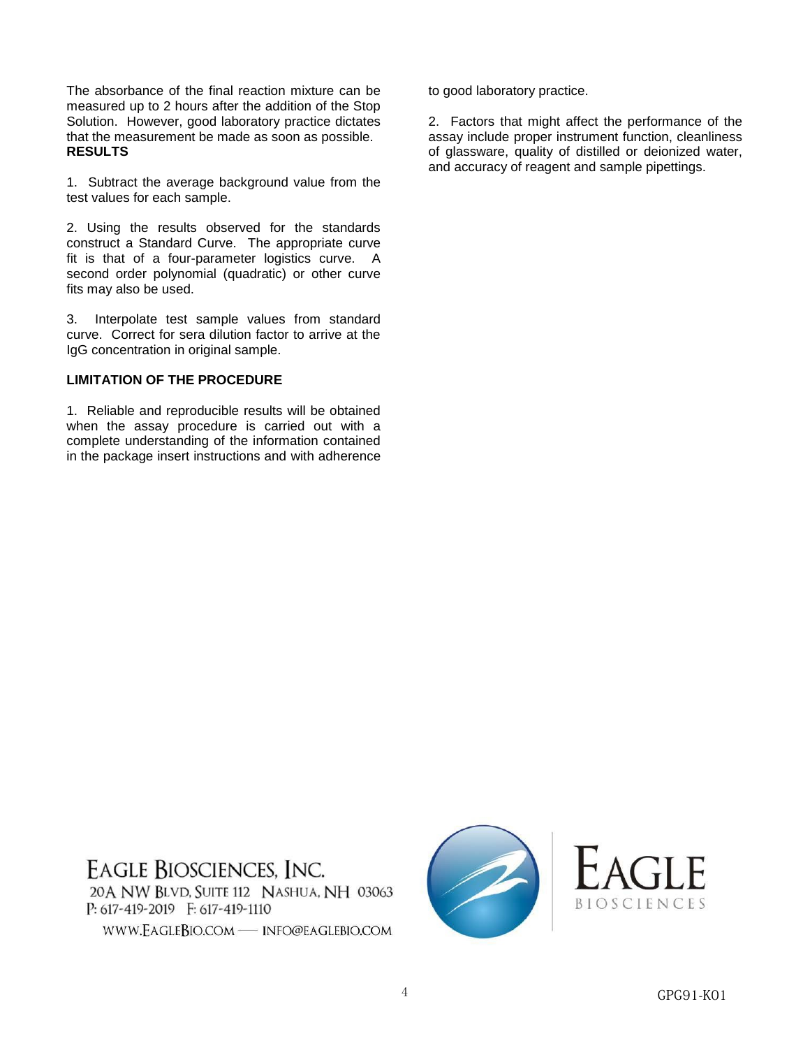The absorbance of the final reaction mixture can be measured up to 2 hours after the addition of the Stop Solution. However, good laboratory practice dictates that the measurement be made as soon as possible.

**RESULTS**

1. Subtract the average background value from the test values for each sample.

2. Using the results observed for the standards construct a Standard Curve. The appropriate curve fit is that of a four-parameter logistics curve. A second order polynomial (quadratic) or other curve fits may also be used.

3. Interpolate test sample values from standard curve. Correct for sera dilution factor to arrive at the IgG concentration in original sample.

**LIMITATION OF THE PROCEDURE**

1. Reliable and reproducible results will be obtained when the assay procedure is carried out with a complete understanding of the information contained in the package insert instructions and with adherence to good laboratory practice.

2. Factors that might affect the performance of the assay include proper instrument function, cleanliness of glassware, quality of distilled or deionized water, and accuracy of reagent and sample pipettings.

EAGLE BIOSCIENCES, INC.
20A NW BLVD, SUITE 112 NASHUA, NH 03063
P: 617-419-2019 F: 617-419-1110
WWW.EAGLEBIO.COM — INFO@EAGLEBIO.COM

EAGLE BIOSCIENCES

GPG91-K01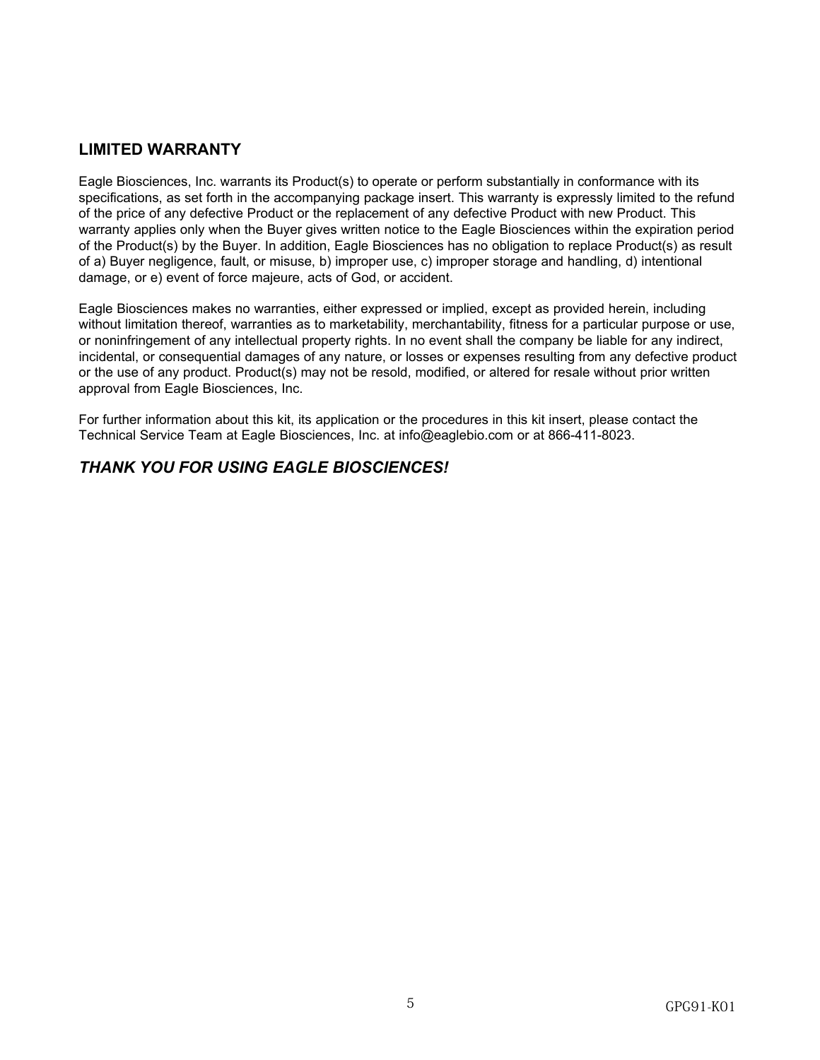## LIMITED WARRANTY

Eagle Biosciences, Inc. warrants its Product(s) to operate or perform substantially in conformance with its specifications, as set forth in the accompanying package insert. This warranty is expressly limited to the refund of the price of any defective Product or the replacement of any defective Product with new Product. This warranty applies only when the Buyer gives written notice to the Eagle Biosciences within the expiration period of the Product(s) by the Buyer. In addition, Eagle Biosciences has no obligation to replace Product(s) as result of a) Buyer negligence, fault, or misuse, b) improper use, c) improper storage and handling, d) intentional damage, or e) event of force majeure, acts of God, or accident.

Eagle Biosciences makes no warranties, either expressed or implied, except as provided herein, including without limitation thereof, warranties as to marketability, merchantability, fitness for a particular purpose or use, or noninfringement of any intellectual property rights. In no event shall the company be liable for any indirect, incidental, or consequential damages of any nature, or losses or expenses resulting from any defective product or the use of any product. Product(s) may not be resold, modified, or altered for resale without prior written approval from Eagle Biosciences, Inc.

For further information about this kit, its application or the procedures in this kit insert, please contact the Technical Service Team at Eagle Biosciences, Inc. at info@eaglebio.com or at 866-411-8023.

***THANK YOU FOR USING EAGLE BIOSCIENCES!***